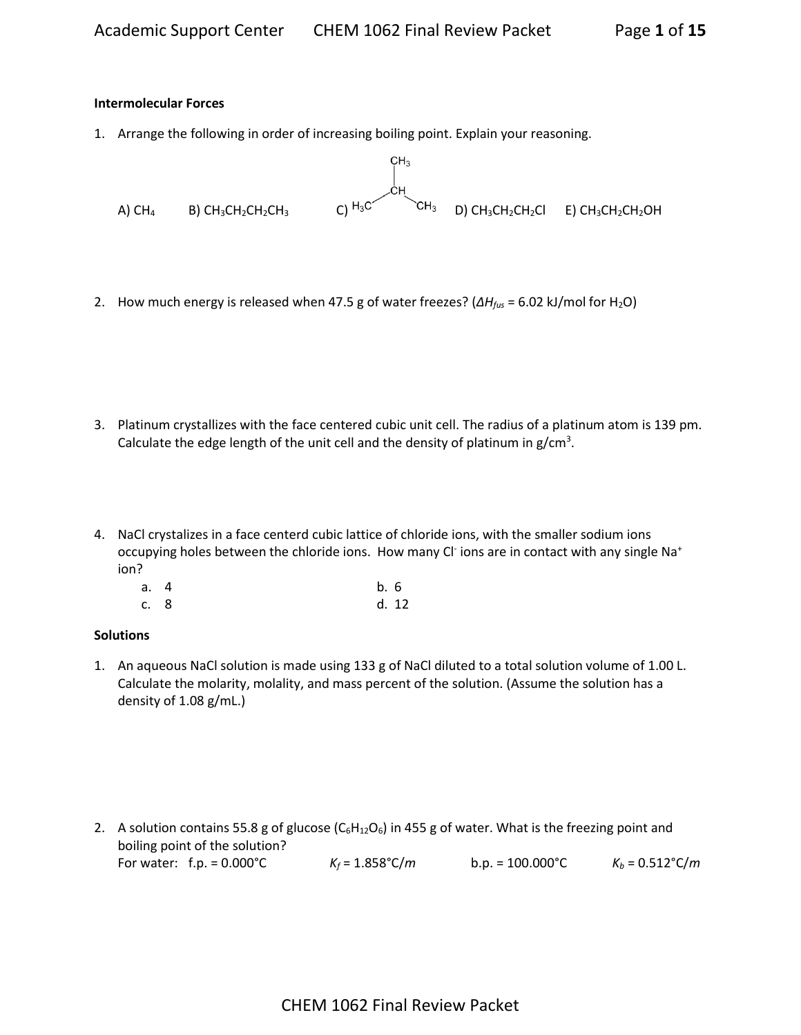### Intermolecular Forces

1. Arrange the following in order of increasing boiling point. Explain your reasoning.

   A) $CH_4$ B) $CH_3CH_2CH_2CH_3$ C) $CH(CH_3)_3$ D) $CH_3CH_2CH_2Cl$ E) $CH_3CH_2CH_2OH$

2. How much energy is released when 47.5 g of water freezes? ($\Delta H_{fus}$ = 6.02 kJ/mol for $H_2O$)

3. Platinum crystallizes with the face centered cubic unit cell. The radius of a platinum atom is 139 pm. Calculate the edge length of the unit cell and the density of platinum in g/cm$^3$.

4. NaCl crystalizes in a face centerd cubic lattice of chloride ions, with the smaller sodium ions occupying holes between the chloride ions. How many $Cl^-$ ions are in contact with any single $Na^+$ ion?

   a. 4
   b. 6
   c. 8
   d. 12

### Solutions

1. An aqueous NaCl solution is made using 133 g of NaCl diluted to a total solution volume of 1.00 L. Calculate the molarity, molality, and mass percent of the solution. (Assume the solution has a density of 1.08 g/mL.)

2. A solution contains 55.8 g of glucose ($C_6H_{12}O_6$) in 455 g of water. What is the freezing point and boiling point of the solution?

   For water: f.p. = 0.000°C $K_f$ = 1.858°C/*m* b.p. = 100.000°C $K_b$ = 0.512°C/*m*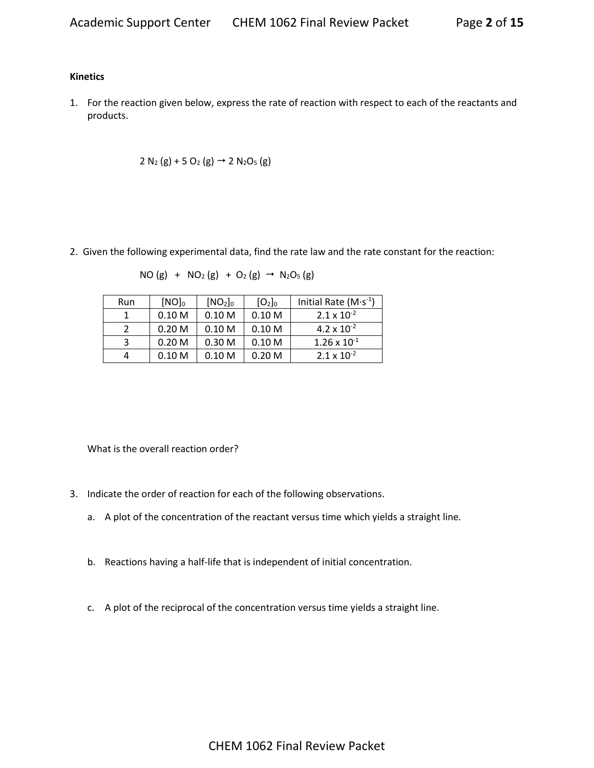**Kinetics**

1. For the reaction given below, express the rate of reaction with respect to each of the reactants and products.

$$2\ N_2\ (g) + 5\ O_2\ (g) \rightarrow 2\ N_2O_5\ (g)$$

2. Given the following experimental data, find the rate law and the rate constant for the reaction:

$$NO\ (g)\ +\ NO_2\ (g)\ +\ O_2\ (g) \rightarrow N_2O_5\ (g)$$

| Run | $[NO]_0$ | $[NO_2]_0$ | $[O_2]_0$ | Initial Rate ($M \cdot s^{-1}$) |
|---|---|---|---|---|
| 1 | 0.10 M | 0.10 M | 0.10 M | $2.1 \times 10^{-2}$ |
| 2 | 0.20 M | 0.10 M | 0.10 M | $4.2 \times 10^{-2}$ |
| 3 | 0.20 M | 0.30 M | 0.10 M | $1.26 \times 10^{-1}$ |
| 4 | 0.10 M | 0.10 M | 0.20 M | $2.1 \times 10^{-2}$ |

What is the overall reaction order?

3. Indicate the order of reaction for each of the following observations.

   a. A plot of the concentration of the reactant versus time which yields a straight line.

   b. Reactions having a half-life that is independent of initial concentration.

   c. A plot of the reciprocal of the concentration versus time yields a straight line.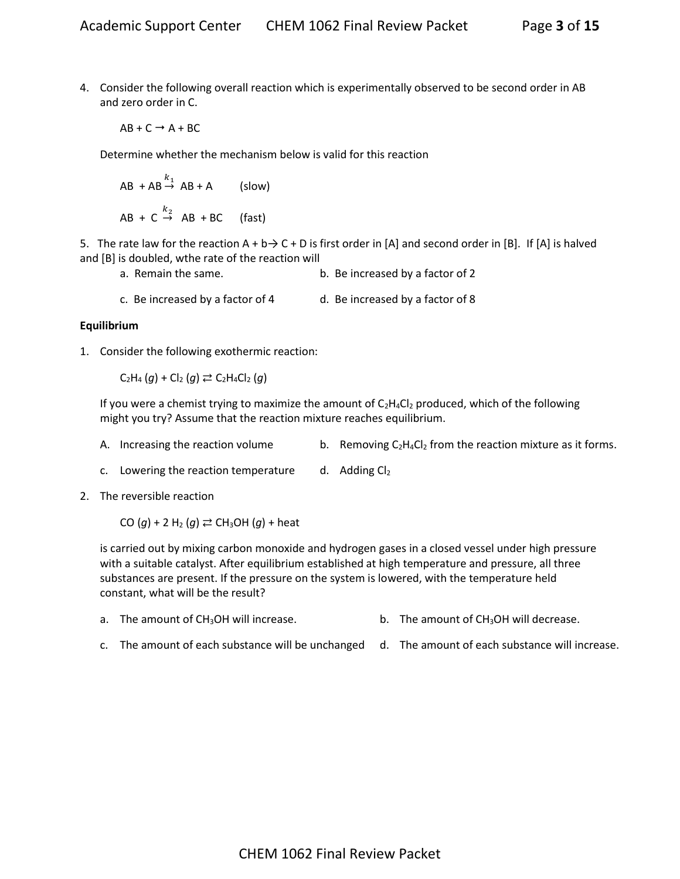4. Consider the following overall reaction which is experimentally observed to be second order in AB and zero order in C.

   $AB + C \rightarrow A + BC$

   Determine whether the mechanism below is valid for this reaction

   $AB + AB \xrightarrow{k_1} AB + A$ (slow)

   $AB + C \xrightarrow{k_2} AB + BC$ (fast)

5. The rate law for the reaction A + b→ C + D is first order in [A] and second order in [B]. If [A] is halved and [B] is doubled, wthe rate of the reaction will

   a. Remain the same.
   b. Be increased by a factor of 2
   c. Be increased by a factor of 4
   d. Be increased by a factor of 8

**Equilibrium**

1. Consider the following exothermic reaction:

   $C_2H_4\ (g) + Cl_2\ (g) \rightleftarrows C_2H_4Cl_2\ (g)$

   If you were a chemist trying to maximize the amount of $C_2H_4Cl_2$ produced, which of the following might you try? Assume that the reaction mixture reaches equilibrium.

   A. Increasing the reaction volume
   b. Removing $C_2H_4Cl_2$ from the reaction mixture as it forms.
   c. Lowering the reaction temperature
   d. Adding $Cl_2$

2. The reversible reaction

   $CO\ (g) + 2\ H_2\ (g) \rightleftarrows CH_3OH\ (g) + \text{heat}$

   is carried out by mixing carbon monoxide and hydrogen gases in a closed vessel under high pressure with a suitable catalyst. After equilibrium established at high temperature and pressure, all three substances are present. If the pressure on the system is lowered, with the temperature held constant, what will be the result?

   a. The amount of $CH_3OH$ will increase.
   b. The amount of $CH_3OH$ will decrease.
   c. The amount of each substance will be unchanged
   d. The amount of each substance will increase.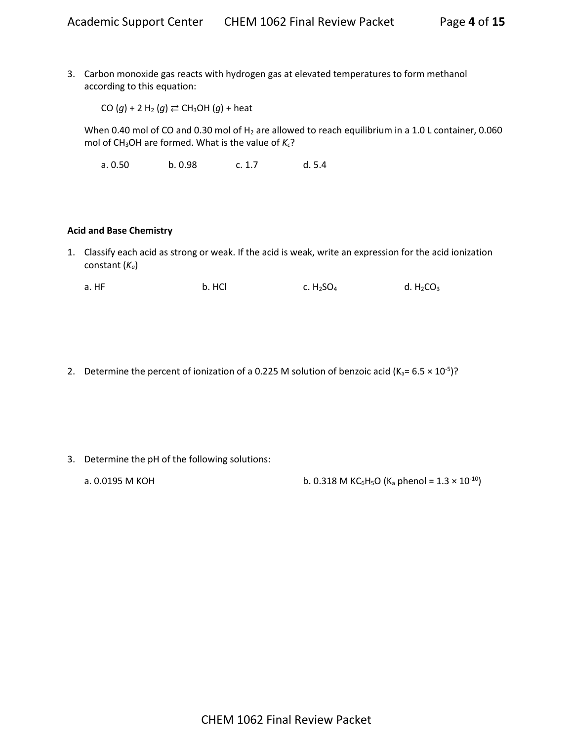3. Carbon monoxide gas reacts with hydrogen gas at elevated temperatures to form methanol according to this equation:

   $CO\,(g) + 2\,H_2\,(g) \rightleftarrows CH_3OH\,(g)$ + heat

   When 0.40 mol of CO and 0.30 mol of $H_2$ are allowed to reach equilibrium in a 1.0 L container, 0.060 mol of $CH_3OH$ are formed. What is the value of $K_c$?

   a. 0.50　　b. 0.98　　c. 1.7　　d. 5.4

**Acid and Base Chemistry**

1. Classify each acid as strong or weak. If the acid is weak, write an expression for the acid ionization constant ($K_a$)

   a. HF　　b. HCl　　c. $H_2SO_4$　　d. $H_2CO_3$

2. Determine the percent of ionization of a 0.225 M solution of benzoic acid ($K_a = 6.5 \times 10^{-5}$)?

3. Determine the pH of the following solutions:

   a. 0.0195 M KOH

   b. 0.318 M $KC_6H_5O$ ($K_a$ phenol = $1.3 \times 10^{-10}$)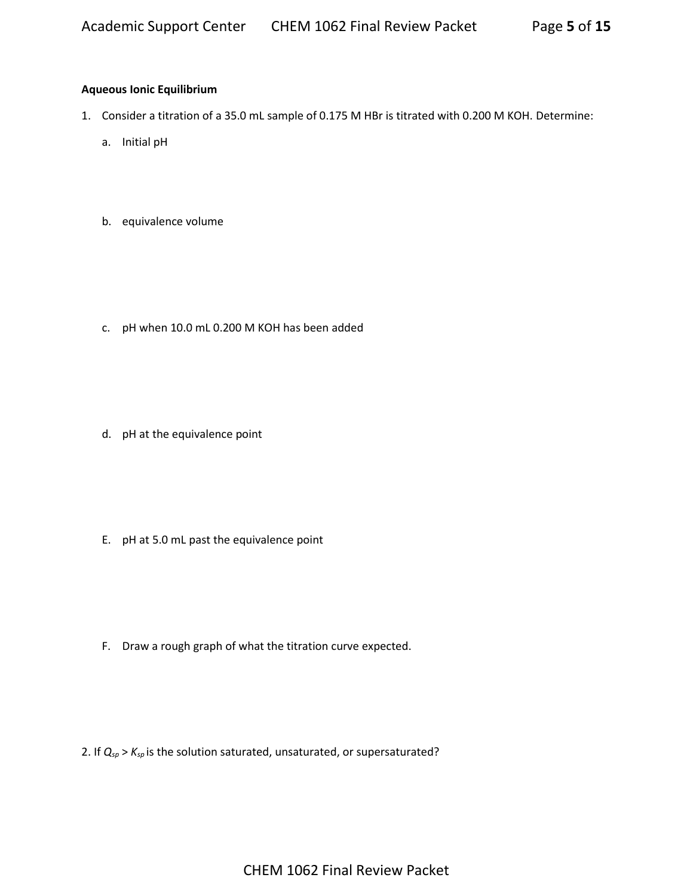**Aqueous Ionic Equilibrium**

1. Consider a titration of a 35.0 mL sample of 0.175 M HBr is titrated with 0.200 M KOH. Determine:

   a. Initial pH

   b. equivalence volume

   c. pH when 10.0 mL 0.200 M KOH has been added

   d. pH at the equivalence point

   E. pH at 5.0 mL past the equivalence point

   F. Draw a rough graph of what the titration curve expected.

2. If $Q_{sp} > K_{sp}$ is the solution saturated, unsaturated, or supersaturated?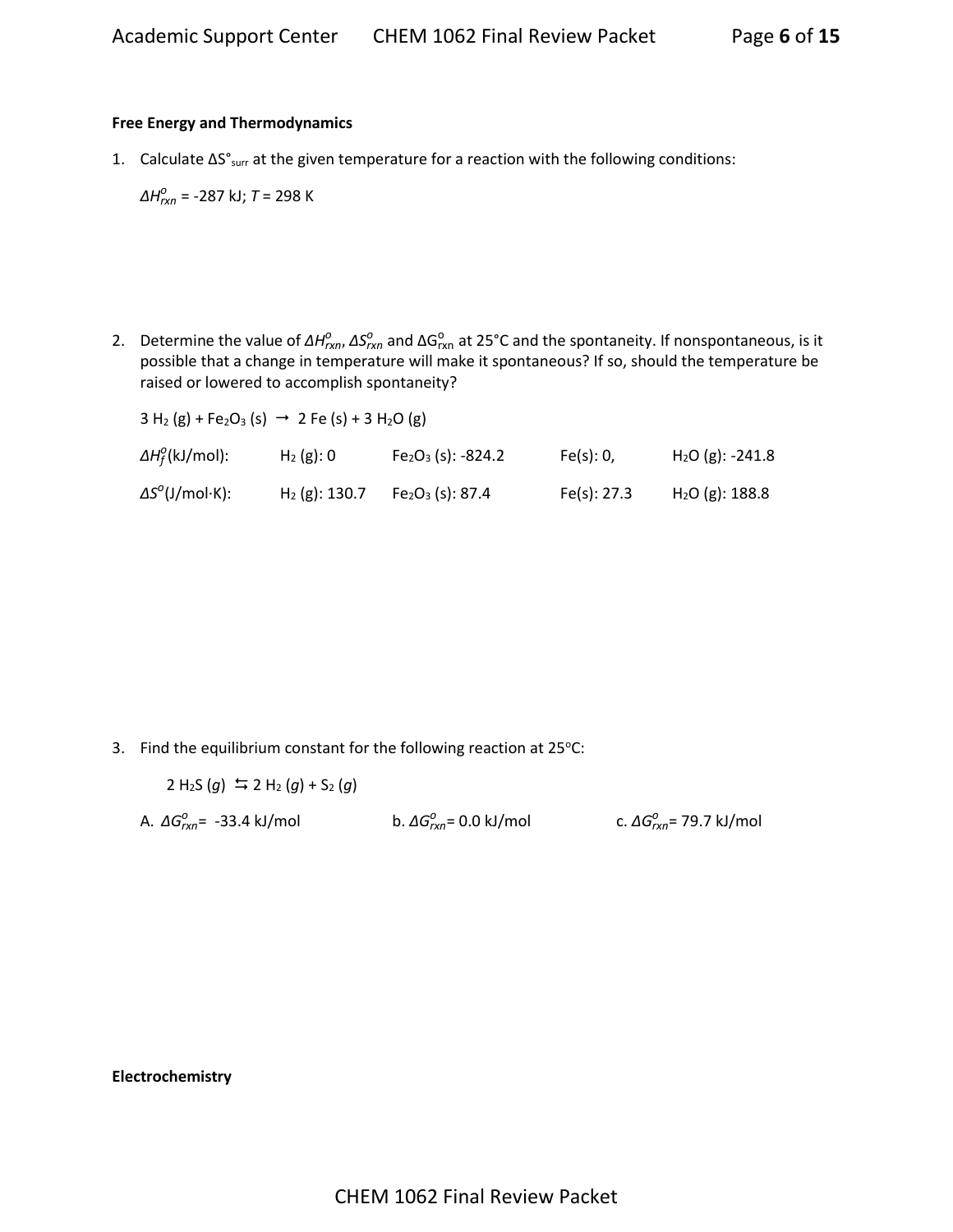**Free Energy and Thermodynamics**

1. Calculate $\Delta S^\circ_{surr}$ at the given temperature for a reaction with the following conditions:

   $\Delta H^o_{rxn}$ = -287 kJ; $T$ = 298 K

2. Determine the value of $\Delta H^o_{rxn}$, $\Delta S^o_{rxn}$ and $\Delta G^o_{rxn}$ at 25°C and the spontaneity. If nonspontaneous, is it possible that a change in temperature will make it spontaneous? If so, should the temperature be raised or lowered to accomplish spontaneity?

   $3\ H_2\ (g) + Fe_2O_3\ (s) \rightarrow 2\ Fe\ (s) + 3\ H_2O\ (g)$

   | | | | | |
   |---|---|---|---|---|
   | $\Delta H^o_f$(kJ/mol): | $H_2$ (g): 0 | $Fe_2O_3$ (s): -824.2 | Fe(s): 0, | $H_2O$ (g): -241.8 |
   | $\Delta S^o$(J/mol·K): | $H_2$ (g): 130.7 | $Fe_2O_3$ (s): 87.4 | Fe(s): 27.3 | $H_2O$ (g): 188.8 |

3. Find the equilibrium constant for the following reaction at 25°C:

   $2\ H_2S\ (g) \leftrightarrows 2\ H_2\ (g) + S_2\ (g)$

   A. $\Delta G^o_{rxn}$= -33.4 kJ/mol     b. $\Delta G^o_{rxn}$= 0.0 kJ/mol     c. $\Delta G^o_{rxn}$= 79.7 kJ/mol

**Electrochemistry**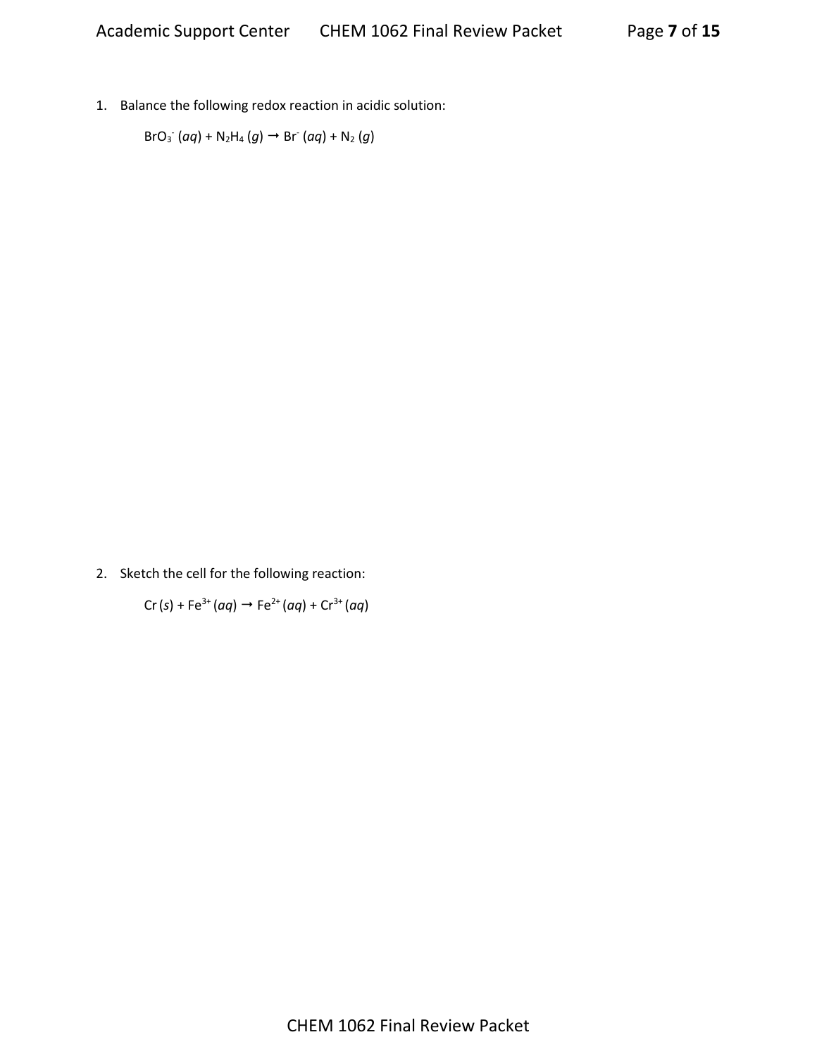1. Balance the following redox reaction in acidic solution:

   $BrO_3^-$ (*aq*) + $N_2H_4$ (*g*) → $Br^-$ (*aq*) + $N_2$ (*g*)

2. Sketch the cell for the following reaction:

   Cr (*s*) + $Fe^{3+}$ (*aq*) → $Fe^{2+}$ (*aq*) + $Cr^{3+}$ (*aq*)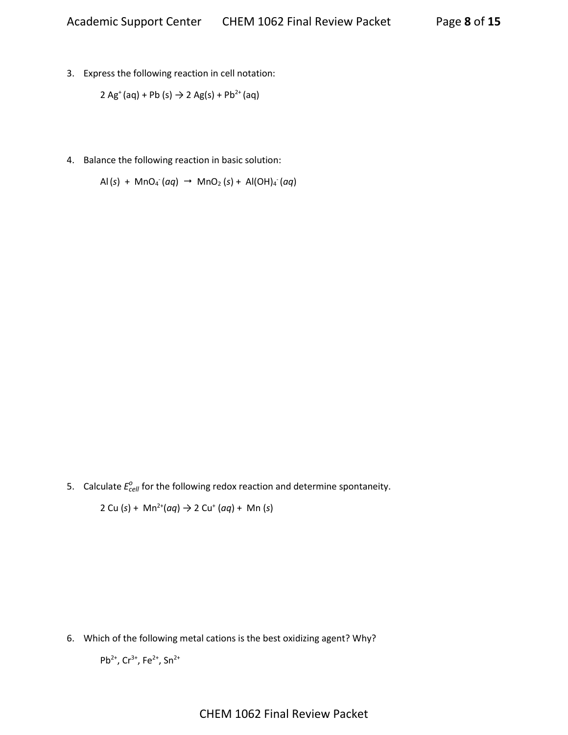3. Express the following reaction in cell notation:

   $2\ Ag^{+}(aq) + Pb(s) \rightarrow 2\ Ag(s) + Pb^{2+}(aq)$

4. Balance the following reaction in basic solution:

   $Al(s) + MnO_4^{-}(aq) \rightarrow MnO_2(s) + Al(OH)_4^{-}(aq)$

5. Calculate $E^{o}_{cell}$ for the following redox reaction and determine spontaneity.

   $2\ Cu(s) + Mn^{2+}(aq) \rightarrow 2\ Cu^{+}(aq) + Mn(s)$

6. Which of the following metal cations is the best oxidizing agent? Why?

   $Pb^{2+}$, $Cr^{3+}$, $Fe^{2+}$, $Sn^{2+}$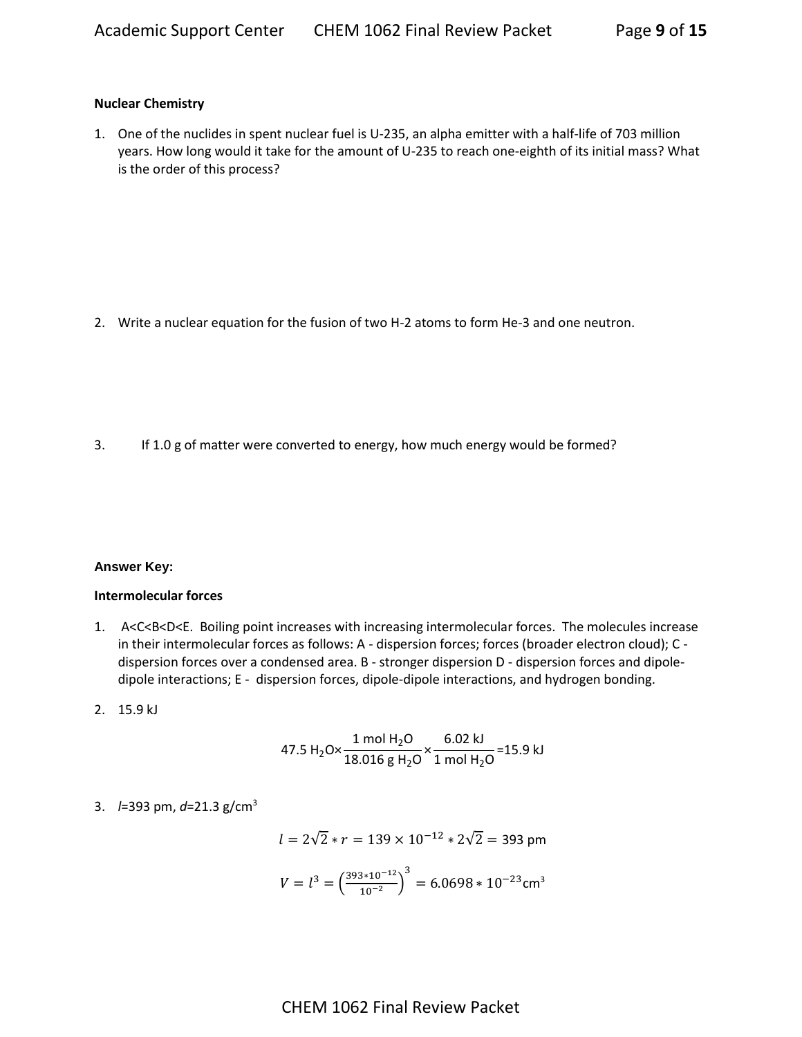**Nuclear Chemistry**

1. One of the nuclides in spent nuclear fuel is U-235, an alpha emitter with a half-life of 703 million years. How long would it take for the amount of U-235 to reach one-eighth of its initial mass? What is the order of this process?

2. Write a nuclear equation for the fusion of two H-2 atoms to form He-3 and one neutron.

3. If 1.0 g of matter were converted to energy, how much energy would be formed?

**Answer Key:**

**Intermolecular forces**

1. A<C<B<D<E. Boiling point increases with increasing intermolecular forces. The molecules increase in their intermolecular forces as follows: A - dispersion forces; forces (broader electron cloud); C - dispersion forces over a condensed area. B - stronger dispersion D - dispersion forces and dipole-dipole interactions; E - dispersion forces, dipole-dipole interactions, and hydrogen bonding.

2. 15.9 kJ

$$47.5\ H_2O \times \frac{1\ \text{mol}\ H_2O}{18.016\ \text{g}\ H_2O} \times \frac{6.02\ \text{kJ}}{1\ \text{mol}\ H_2O} = 15.9\ \text{kJ}$$

3. $l$=393 pm, $d$=21.3 g/cm$^3$

$$l = 2\sqrt{2} * r = 139 \times 10^{-12} * 2\sqrt{2} = 393\ \text{pm}$$

$$V = l^3 = \left(\frac{393 * 10^{-12}}{10^{-2}}\right)^3 = 6.0698 * 10^{-23}\text{cm}^3$$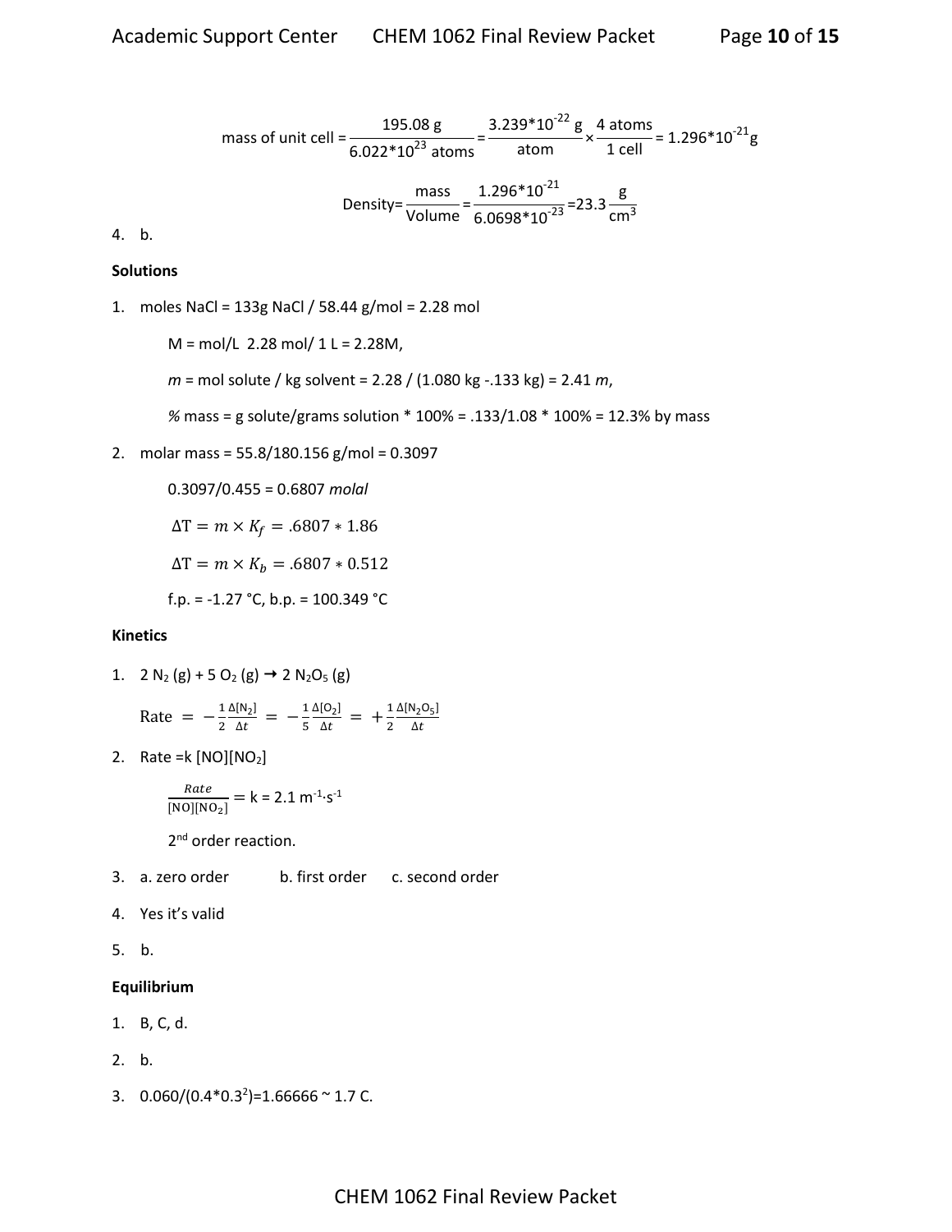$$\text{mass of unit cell} = \frac{195.08\ \text{g}}{6.022*10^{23}\ \text{atoms}} = \frac{3.239*10^{-22}\ \text{g}}{\text{atom}} \times \frac{4\ \text{atoms}}{1\ \text{cell}} = 1.296*10^{-21}\text{g}$$

$$\text{Density} = \frac{\text{mass}}{\text{Volume}} = \frac{1.296*10^{-21}}{6.0698*10^{-23}} = 23.3\frac{\text{g}}{\text{cm}^3}$$

4. b.

**Solutions**

1. moles NaCl = 133g NaCl / 58.44 g/mol = 2.28 mol

   M = mol/L 2.28 mol/ 1 L = 2.28M,

   *m* = mol solute / kg solvent = 2.28 / (1.080 kg -.133 kg) = 2.41 *m*,

   *%* mass = g solute/grams solution * 100% = .133/1.08 * 100% = 12.3% by mass

2. molar mass = 55.8/180.156 g/mol = 0.3097

   0.3097/0.455 = 0.6807 *molal*

   $\Delta T = m \times K_f = .6807 * 1.86$

   $\Delta T = m \times K_b = .6807 * 0.512$

   f.p. = -1.27 °C, b.p. = 100.349 °C

**Kinetics**

1. $2\ N_2\ (g) + 5\ O_2\ (g) \rightarrow 2\ N_2O_5\ (g)$

   $\text{Rate} = -\frac{1}{2}\frac{\Delta[N_2]}{\Delta t} = -\frac{1}{5}\frac{\Delta[O_2]}{\Delta t} = +\frac{1}{2}\frac{\Delta[N_2O_5]}{\Delta t}$

2. Rate =k [NO][$NO_2$]

   $\frac{Rate}{[NO][NO_2]} = k = 2.1\ m^{-1}\cdot s^{-1}$

   2nd order reaction.

3. a. zero order b. first order c. second order

4. Yes it's valid

5. b.

**Equilibrium**

1. B, C, d.

2. b.

3. $0.060/(0.4*0.3^2)=1.66666 \sim 1.7$ C.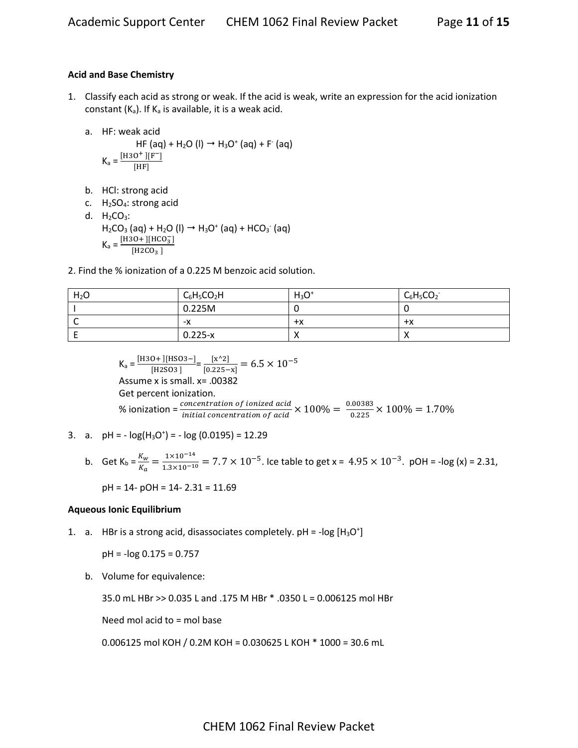**Acid and Base Chemistry**

1. Classify each acid as strong or weak. If the acid is weak, write an expression for the acid ionization constant ($K_a$). If $K_a$ is available, it is a weak acid.

   a. HF: weak acid

   $$HF\,(aq) + H_2O\,(l) \rightarrow H_3O^+\,(aq) + F^-\,(aq)$$

   $K_a = \frac{[H3O^+][F^-]}{[HF]}$

   b. HCl: strong acid

   c. $H_2SO_4$: strong acid

   d. $H_2CO_3$:

   $H_2CO_3\,(aq) + H_2O\,(l) \rightarrow H_3O^+\,(aq) + HCO_3^-\,(aq)$

   $K_a = \frac{[H3O+][HCO_3^-]}{[H2CO_3]}$

2. Find the % ionization of a 0.225 M benzoic acid solution.

| $H_2O$ | $C_6H_5CO_2H$ | $H_3O^+$ | $C_6H_5CO_2^-$ |
|---|---|---|---|
| I | 0.225M | 0 | 0 |
| C | -x | +x | +x |
| E | 0.225-x | X | X |

$K_a = \frac{[H3O+][HSO3-]}{[H2SO3]} = \frac{[x^2]}{[0.225-x]} = 6.5 \times 10^{-5}$

Assume x is small. x= .00382

Get percent ionization.

% ionization = $\frac{concentration\ of\ ionized\ acid}{initial\ concentration\ of\ acid} \times 100\% = \frac{0.00383}{0.225} \times 100\% = 1.70\%$

3. a. pH = - log($H_3O^+$) = - log (0.0195) = 12.29

   b. Get $K_b = \frac{K_w}{K_a} = \frac{1\times10^{-14}}{1.3\times10^{-10}} = 7.7 \times 10^{-5}$. Ice table to get x = $4.95 \times 10^{-3}$. pOH = -log (x) = 2.31,

   pH = 14- pOH = 14- 2.31 = 11.69

**Aqueous Ionic Equilibrium**

1. a. HBr is a strong acid, disassociates completely. pH = -log [$H_3O^+$]

   pH = -log 0.175 = 0.757

   b. Volume for equivalence:

   35.0 mL HBr >> 0.035 L and .175 M HBr * .0350 L = 0.006125 mol HBr

   Need mol acid to = mol base

   0.006125 mol KOH / 0.2M KOH = 0.030625 L KOH * 1000 = 30.6 mL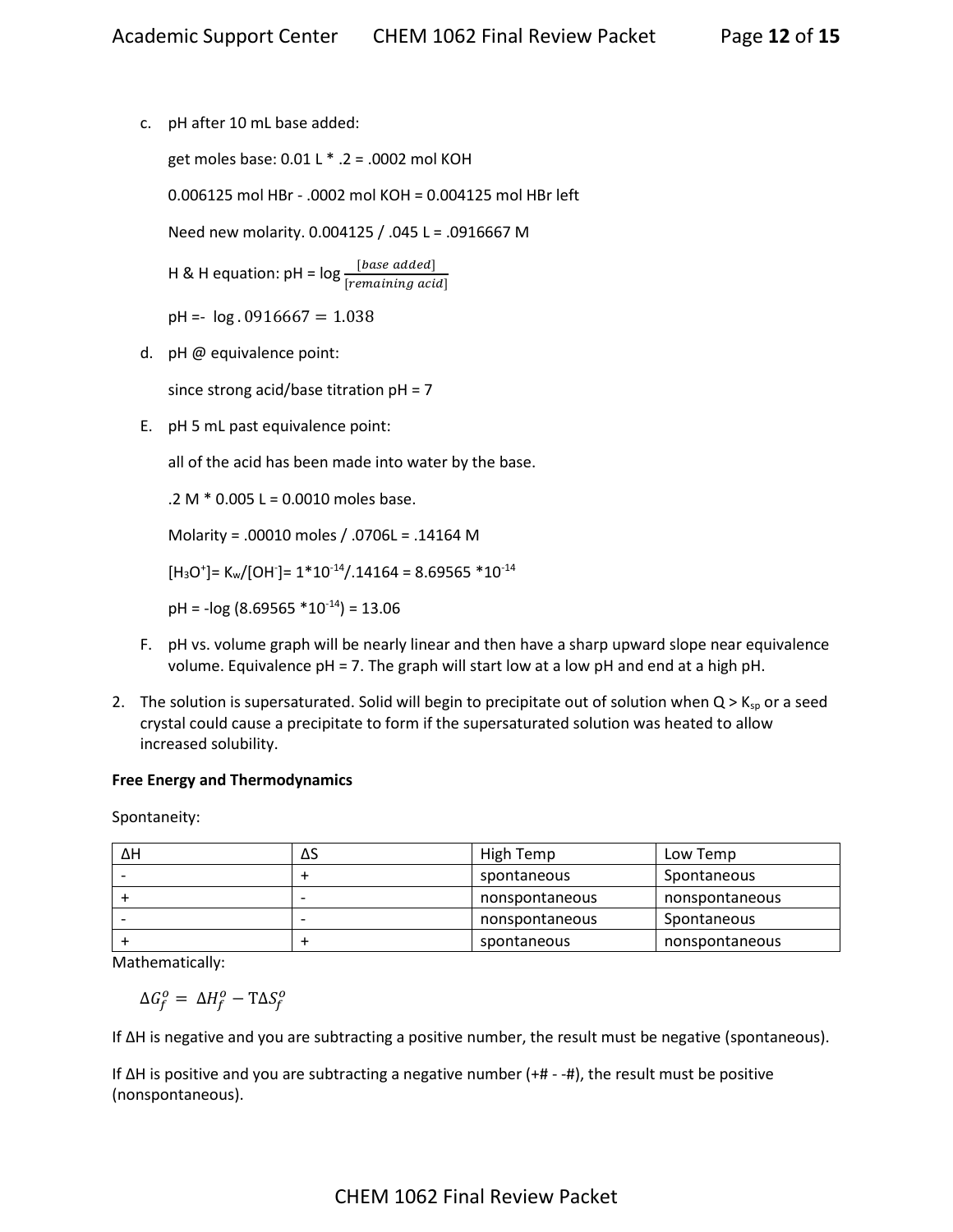c. pH after 10 mL base added:

   get moles base: 0.01 L * .2 = .0002 mol KOH

   0.006125 mol HBr - .0002 mol KOH = 0.004125 mol HBr left

   Need new molarity. 0.004125 / .045 L = .0916667 M

   H & H equation: pH = log $\frac{[base\ added]}{[remaining\ acid]}$

   pH =- $\log .0916667 = 1.038$

d. pH @ equivalence point:

   since strong acid/base titration pH = 7

E. pH 5 mL past equivalence point:

   all of the acid has been made into water by the base.

   .2 M * 0.005 L = 0.0010 moles base.

   Molarity = .00010 moles / .0706L = .14164 M

   $[H_3O^+]= K_w/[OH^-]= 1*10^{-14}/.14164 = 8.69565 *10^{-14}$

   pH = -log $(8.69565 *10^{-14})$ = 13.06

F. pH vs. volume graph will be nearly linear and then have a sharp upward slope near equivalence volume. Equivalence pH = 7. The graph will start low at a low pH and end at a high pH.

2. The solution is supersaturated. Solid will begin to precipitate out of solution when Q > $K_{sp}$ or a seed crystal could cause a precipitate to form if the supersaturated solution was heated to allow increased solubility.

**Free Energy and Thermodynamics**

Spontaneity:

| ΔH | ΔS | High Temp | Low Temp |
|---|---|---|---|
| - | + | spontaneous | Spontaneous |
| + | - | nonspontaneous | nonspontaneous |
| - | - | nonspontaneous | Spontaneous |
| + | + | spontaneous | nonspontaneous |

Mathematically:

$$\Delta G_f^o = \Delta H_f^o - T\Delta S_f^o$$

If ΔH is negative and you are subtracting a positive number, the result must be negative (spontaneous).

If ΔH is positive and you are subtracting a negative number (+# - -#), the result must be positive (nonspontaneous).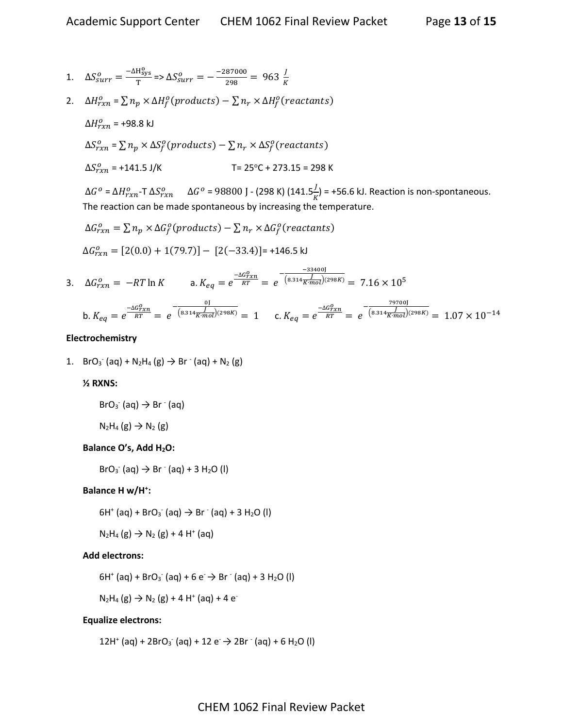1. $\Delta S^o_{surr} = \frac{-\Delta H^o_{sys}}{T} \Rightarrow \Delta S^o_{surr} = -\frac{-287000}{298} = 963\ \frac{J}{K}$

2. $\Delta H^o_{rxn} = \sum n_p \times \Delta H^o_f(products) - \sum n_r \times \Delta H^o_f(reactants)$

   $\Delta H^o_{rxn}$ = +98.8 kJ

   $\Delta S^o_{rxn} = \sum n_p \times \Delta S^o_f(products) - \sum n_r \times \Delta S^o_f(reactants)$

   $\Delta S^o_{rxn}$ = +141.5 J/K     T= 25°C + 273.15 = 298 K

   $\Delta G^o = \Delta H^o_{rxn} - T\,\Delta S^o_{rxn}$   $\Delta G^o$ = 98800 J - (298 K) (141.5$\frac{J}{K}$) = +56.6 kJ. Reaction is non-spontaneous. The reaction can be made spontaneous by increasing the temperature.

   $\Delta G^o_{rxn} = \sum n_p \times \Delta G^o_f(products) - \sum n_r \times \Delta G^o_f(reactants)$

   $\Delta G^o_{rxn} = [2(0.0) + 1(79.7)] - [2(-33.4)]$ = +146.5 kJ

3. $\Delta G^o_{rxn} = -RT \ln K$   a. $K_{eq} = e^{\frac{-\Delta G^o_{rxn}}{RT}} = e^{-\frac{-33400 J}{\left(8.314\frac{J}{K\cdot mol}\right)(298K)}} = 7.16 \times 10^5$

   b. $K_{eq} = e^{\frac{-\Delta G^o_{rxn}}{RT}} = e^{-\frac{0 J}{\left(8.314\frac{J}{K\cdot mol}\right)(298K)}} = 1$   c. $K_{eq} = e^{\frac{-\Delta G^o_{rxn}}{RT}} = e^{-\frac{79700 J}{\left(8.314\frac{J}{K\cdot mol}\right)(298K)}} = 1.07 \times 10^{-14}$

**Electrochemistry**

1. $BrO_3^-$ (aq) + $N_2H_4$ (g) → $Br^-$ (aq) + $N_2$ (g)

   **½ RXNS:**

   $BrO_3^-$ (aq) → $Br^-$ (aq)

   $N_2H_4$ (g) → $N_2$ (g)

   **Balance O's, Add $H_2O$:**

   $BrO_3^-$ (aq) → $Br^-$ (aq) + 3 $H_2O$ (l)

   **Balance H w/$H^+$:**

   6$H^+$ (aq) + $BrO_3^-$ (aq) → $Br^-$ (aq) + 3 $H_2O$ (l)

   $N_2H_4$ (g) → $N_2$ (g) + 4 $H^+$ (aq)

   **Add electrons:**

   6$H^+$ (aq) + $BrO_3^-$ (aq) + 6 $e^-$ → $Br^-$ (aq) + 3 $H_2O$ (l)

   $N_2H_4$ (g) → $N_2$ (g) + 4 $H^+$ (aq) + 4 $e^-$

   **Equalize electrons:**

   12$H^+$ (aq) + 2$BrO_3^-$ (aq) + 12 $e^-$ → 2$Br^-$ (aq) + 6 $H_2O$ (l)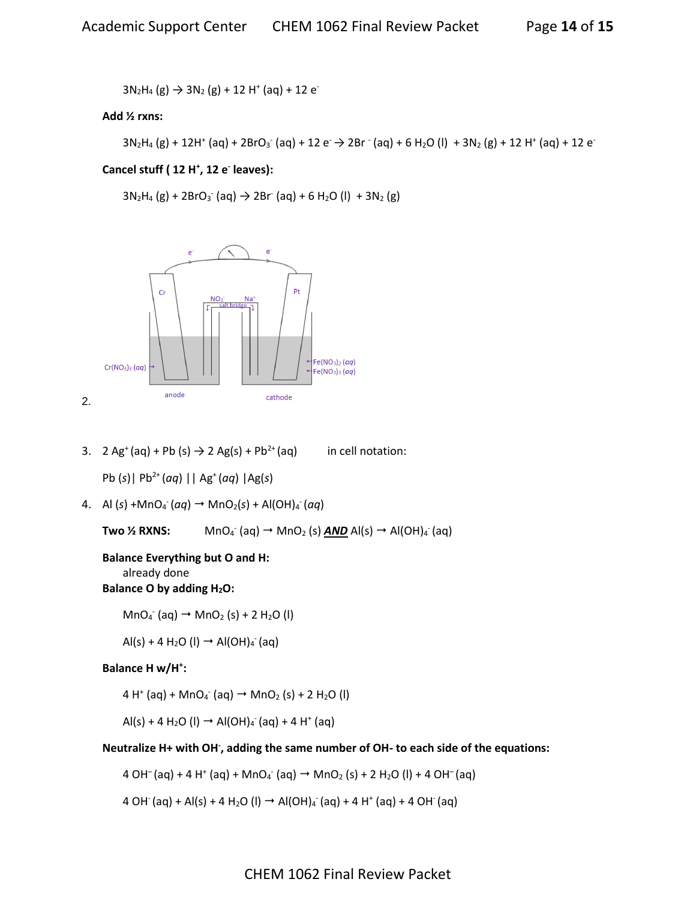$$3N_2H_4\ (g) \rightarrow 3N_2\ (g) + 12\ H^+\ (aq) + 12\ e^-$$

**Add ½ rxns:**

$$3N_2H_4\ (g) + 12H^+\ (aq) + 2BrO_3^-\ (aq) + 12\ e^- \rightarrow 2Br^-\ (aq) + 6\ H_2O\ (l) + 3N_2\ (g) + 12\ H^+\ (aq) + 12\ e^-$$

**Cancel stuff ( 12 $H^+$, 12 $e^-$ leaves):**

$$3N_2H_4\ (g) + 2BrO_3^-\ (aq) \rightarrow 2Br^-\ (aq) + 6\ H_2O\ (l) + 3N_2\ (g)$$

2. e⁻ e⁻ Cr Pt $NO_3^-$ $Na^+$ salt bridge $Cr(NO_3)_3\ (aq)$ $Fe(NO_3)_2\ (aq)$ $Fe(NO_3)_3\ (aq)$ anode cathode

3. $2\ Ag^+\ (aq) + Pb\ (s) \rightarrow 2\ Ag(s) + Pb^{2+}\ (aq)$ in cell notation:

   $Pb\ (s)\ |\ Pb^{2+}\ (aq)\ ||\ Ag^+\ (aq)\ |\ Ag(s)$

4. $Al\ (s) + MnO_4^-\ (aq) \rightarrow MnO_2(s) + Al(OH)_4^-\ (aq)$

   **Two ½ RXNS:** $MnO_4^-\ (aq) \rightarrow MnO_2\ (s)$ ***AND*** $Al(s) \rightarrow Al(OH)_4^-\ (aq)$

   **Balance Everything but O and H:**
   already done

   **Balance O by adding $H_2O$:**

   $$MnO_4^-\ (aq) \rightarrow MnO_2\ (s) + 2\ H_2O\ (l)$$

   $$Al(s) + 4\ H_2O\ (l) \rightarrow Al(OH)_4^-\ (aq)$$

   **Balance H w/$H^+$:**

   $$4\ H^+\ (aq) + MnO_4^-\ (aq) \rightarrow MnO_2\ (s) + 2\ H_2O\ (l)$$

   $$Al(s) + 4\ H_2O\ (l) \rightarrow Al(OH)_4^-\ (aq) + 4\ H^+\ (aq)$$

   **Neutralize H+ with $OH^-$, adding the same number of OH- to each side of the equations:**

   $$4\ OH^-\ (aq) + 4\ H^+\ (aq) + MnO_4^-\ (aq) \rightarrow MnO_2\ (s) + 2\ H_2O\ (l) + 4\ OH^-\ (aq)$$

   $$4\ OH^-\ (aq) + Al(s) + 4\ H_2O\ (l) \rightarrow Al(OH)_4^-\ (aq) + 4\ H^+\ (aq) + 4\ OH^-\ (aq)$$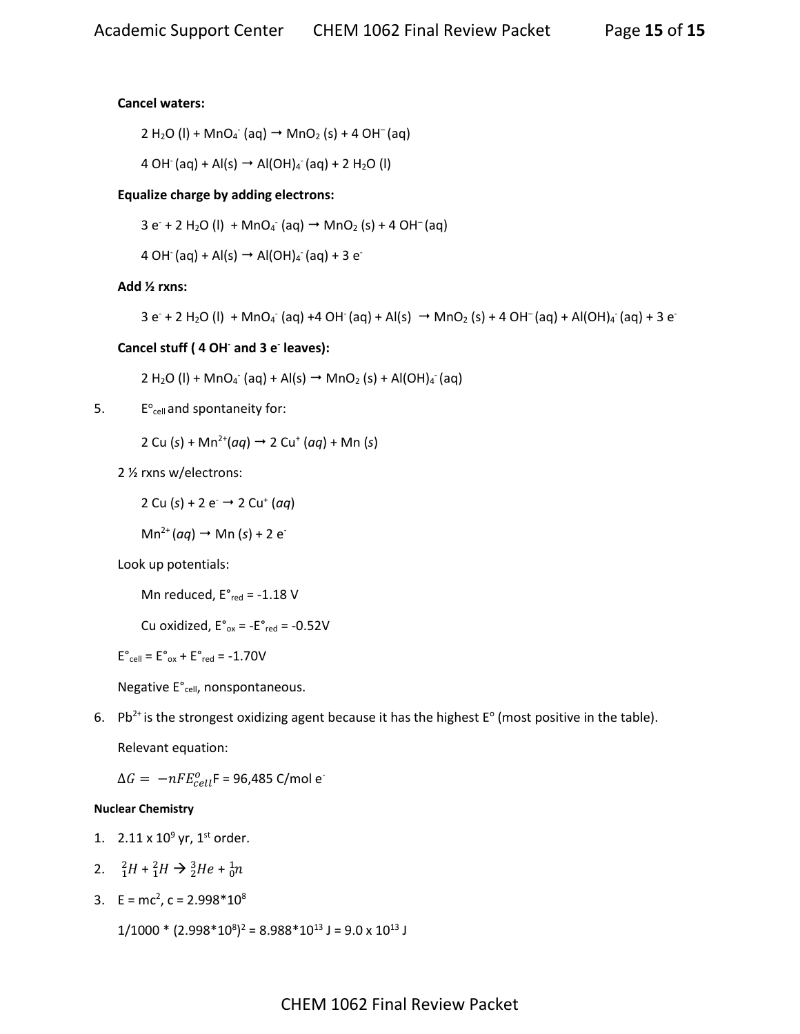**Cancel waters:**

$2\ H_2O\ (l) + MnO_4^-\ (aq) \rightarrow MnO_2\ (s) + 4\ OH^-\ (aq)$

$4\ OH^-\ (aq) + Al(s) \rightarrow Al(OH)_4^-\ (aq) + 2\ H_2O\ (l)$

**Equalize charge by adding electrons:**

$3\ e^- + 2\ H_2O\ (l) + MnO_4^-\ (aq) \rightarrow MnO_2\ (s) + 4\ OH^-\ (aq)$

$4\ OH^-\ (aq) + Al(s) \rightarrow Al(OH)_4^-\ (aq) + 3\ e^-$

**Add ½ rxns:**

$3\ e^- + 2\ H_2O\ (l) + MnO_4^-\ (aq) + 4\ OH^-\ (aq) + Al(s) \rightarrow MnO_2\ (s) + 4\ OH^-\ (aq) + Al(OH)_4^-\ (aq) + 3\ e^-$

**Cancel stuff ( 4 $OH^-$ and 3 $e^-$ leaves):**

$2\ H_2O\ (l) + MnO_4^-\ (aq) + Al(s) \rightarrow MnO_2\ (s) + Al(OH)_4^-\ (aq)$

5. $E^o_{cell}$ and spontaneity for:

   $2\ Cu\ (s) + Mn^{2+}(aq) \rightarrow 2\ Cu^+\ (aq) + Mn\ (s)$

   2 ½ rxns w/electrons:

   $2\ Cu\ (s) + 2\ e^- \rightarrow 2\ Cu^+\ (aq)$

   $Mn^{2+}\ (aq) \rightarrow Mn\ (s) + 2\ e^-$

   Look up potentials:

   Mn reduced, $E^\circ_{red} = -1.18$ V

   Cu oxidized, $E^\circ_{ox} = -E^\circ_{red} = -0.52$V

   $E^\circ_{cell} = E^\circ_{ox} + E^\circ_{red} = -1.70$V

   Negative $E^\circ_{cell}$, nonspontaneous.

6. $Pb^{2+}$ is the strongest oxidizing agent because it has the highest $E^o$ (most positive in the table).

   Relevant equation:

   $\Delta G = -nFE^o_{cell}$ F = 96,485 C/mol $e^-$

**Nuclear Chemistry**

1. 2.11 x $10^9$ yr, 1st order.
2. ${}^{2}_{1}H + {}^{2}_{1}H \rightarrow {}^{3}_{2}He + {}^{1}_{0}n$
3. $E = mc^2$, c = 2.998*$10^8$

   1/1000 * $(2.998*10^8)^2$ = 8.988*$10^{13}$ J = 9.0 x $10^{13}$ J